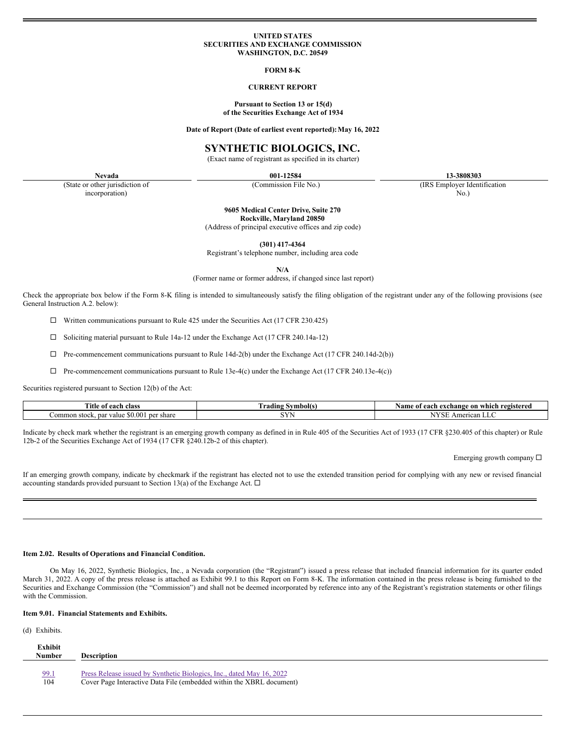**UNITED STATES**
**SECURITIES AND EXCHANGE COMMISSION**
**WASHINGTON, D.C. 20549**

**FORM 8-K**

**CURRENT REPORT**

**Pursuant to Section 13 or 15(d)**
**of the Securities Exchange Act of 1934**

**Date of Report (Date of earliest event reported): May 16, 2022**

# SYNTHETIC BIOLOGICS, INC.

(Exact name of registrant as specified in its charter)

| **Nevada** | **001-12584** | **13-3808303** |
|---|---|---|
| (State or other jurisdiction of incorporation) | (Commission File No.) | (IRS Employer Identification No.) |

**9605 Medical Center Drive, Suite 270**
**Rockville, Maryland 20850**
(Address of principal executive offices and zip code)

**(301) 417-4364**
Registrant's telephone number, including area code

**N/A**
(Former name or former address, if changed since last report)

Check the appropriate box below if the Form 8-K filing is intended to simultaneously satisfy the filing obligation of the registrant under any of the following provisions (see General Instruction A.2. below):

☐ Written communications pursuant to Rule 425 under the Securities Act (17 CFR 230.425)

☐ Soliciting material pursuant to Rule 14a-12 under the Exchange Act (17 CFR 240.14a-12)

☐ Pre-commencement communications pursuant to Rule 14d-2(b) under the Exchange Act (17 CFR 240.14d-2(b))

☐ Pre-commencement communications pursuant to Rule 13e-4(c) under the Exchange Act (17 CFR 240.13e-4(c))

Securities registered pursuant to Section 12(b) of the Act:

| Title of each class | Trading Symbol(s) | Name of each exchange on which registered |
|---|---|---|
| Common stock, par value $0.001 per share | SYN | NYSE American LLC |

Indicate by check mark whether the registrant is an emerging growth company as defined in in Rule 405 of the Securities Act of 1933 (17 CFR §230.405 of this chapter) or Rule 12b-2 of the Securities Exchange Act of 1934 (17 CFR §240.12b-2 of this chapter).

Emerging growth company ☐

If an emerging growth company, indicate by checkmark if the registrant has elected not to use the extended transition period for complying with any new or revised financial accounting standards provided pursuant to Section 13(a) of the Exchange Act. ☐

---

**Item 2.02. Results of Operations and Financial Condition.**

On May 16, 2022, Synthetic Biologics, Inc., a Nevada corporation (the "Registrant") issued a press release that included financial information for its quarter ended March 31, 2022. A copy of the press release is attached as Exhibit 99.1 to this Report on Form 8-K. The information contained in the press release is being furnished to the Securities and Exchange Commission (the "Commission") and shall not be deemed incorporated by reference into any of the Registrant's registration statements or other filings with the Commission.

**Item 9.01. Financial Statements and Exhibits.**

(d) Exhibits.

| Exhibit Number | Description |
|---|---|
| 99.1 | Press Release issued by Synthetic Biologics, Inc., dated May 16, 2022 |
| 104 | Cover Page Interactive Data File (embedded within the XBRL document) |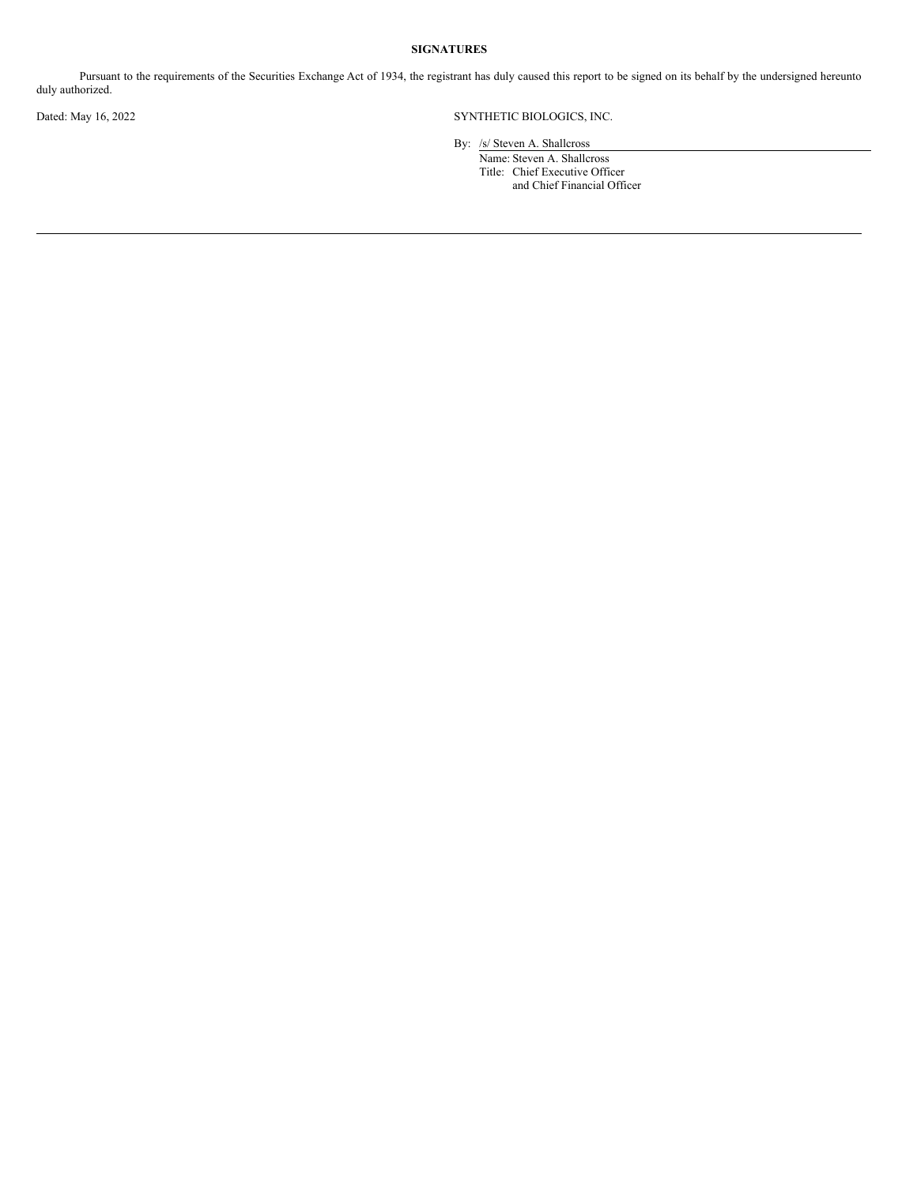**SIGNATURES**

Pursuant to the requirements of the Securities Exchange Act of 1934, the registrant has duly caused this report to be signed on its behalf by the undersigned hereunto duly authorized.

Dated: May 16, 2022

SYNTHETIC BIOLOGICS, INC.

By: /s/ Steven A. Shallcross

Name: Steven A. Shallcross

Title: Chief Executive Officer and Chief Financial Officer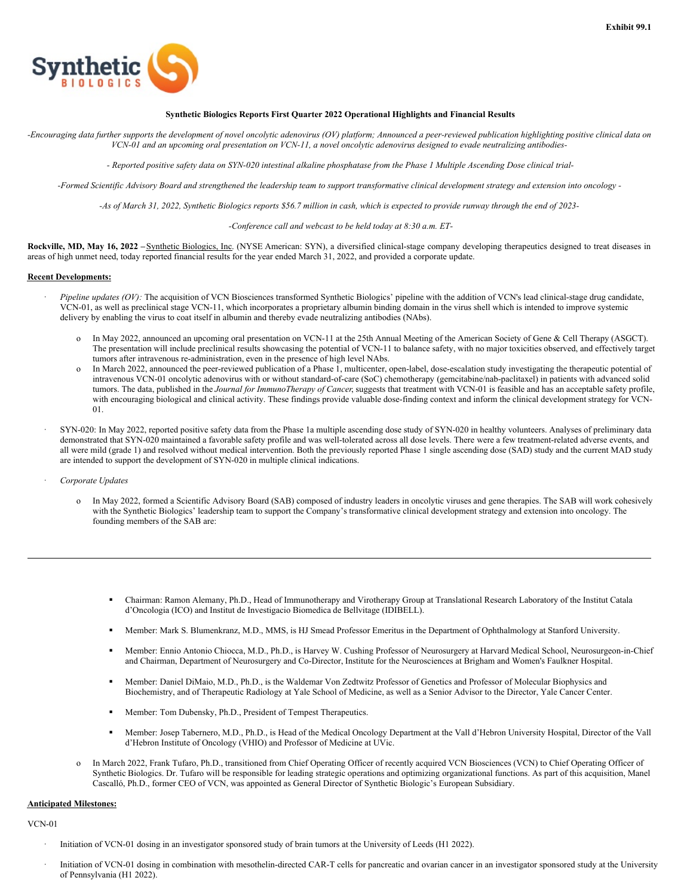Exhibit 99.1

**Synthetic Biologics Reports First Quarter 2022 Operational Highlights and Financial Results**

*-Encouraging data further supports the development of novel oncolytic adenovirus (OV) platform; Announced a peer-reviewed publication highlighting positive clinical data on VCN-01 and an upcoming oral presentation on VCN-11, a novel oncolytic adenovirus designed to evade neutralizing antibodies-*

*- Reported positive safety data on SYN-020 intestinal alkaline phosphatase from the Phase 1 Multiple Ascending Dose clinical trial-*

*-Formed Scientific Advisory Board and strengthened the leadership team to support transformative clinical development strategy and extension into oncology -*

*-As of March 31, 2022, Synthetic Biologics reports $56.7 million in cash, which is expected to provide runway through the end of 2023-*

*-Conference call and webcast to be held today at 8:30 a.m. ET-*

**Rockville, MD, May 16, 2022 –** Synthetic Biologics, Inc. (NYSE American: SYN), a diversified clinical-stage company developing therapeutics designed to treat diseases in areas of high unmet need, today reported financial results for the year ended March 31, 2022, and provided a corporate update.

**Recent Developments:**

- *Pipeline updates (OV):* The acquisition of VCN Biosciences transformed Synthetic Biologics' pipeline with the addition of VCN's lead clinical-stage drug candidate, VCN-01, as well as preclinical stage VCN-11, which incorporates a proprietary albumin binding domain in the virus shell which is intended to improve systemic delivery by enabling the virus to coat itself in albumin and thereby evade neutralizing antibodies (NAbs).
  - In May 2022, announced an upcoming oral presentation on VCN-11 at the 25th Annual Meeting of the American Society of Gene & Cell Therapy (ASGCT). The presentation will include preclinical results showcasing the potential of VCN-11 to balance safety, with no major toxicities observed, and effectively target tumors after intravenous re-administration, even in the presence of high level NAbs.
  - In March 2022, announced the peer-reviewed publication of a Phase 1, multicenter, open-label, dose-escalation study investigating the therapeutic potential of intravenous VCN-01 oncolytic adenovirus with or without standard-of-care (SoC) chemotherapy (gemcitabine/nab-paclitaxel) in patients with advanced solid tumors. The data, published in the *Journal for ImmunoTherapy of Cancer*, suggests that treatment with VCN-01 is feasible and has an acceptable safety profile, with encouraging biological and clinical activity. These findings provide valuable dose-finding context and inform the clinical development strategy for VCN-01.

- SYN-020: In May 2022, reported positive safety data from the Phase 1a multiple ascending dose study of SYN-020 in healthy volunteers. Analyses of preliminary data demonstrated that SYN-020 maintained a favorable safety profile and was well-tolerated across all dose levels. There were a few treatment-related adverse events, and all were mild (grade 1) and resolved without medical intervention. Both the previously reported Phase 1 single ascending dose (SAD) study and the current MAD study are intended to support the development of SYN-020 in multiple clinical indications.

- *Corporate Updates*
  - In May 2022, formed a Scientific Advisory Board (SAB) composed of industry leaders in oncolytic viruses and gene therapies. The SAB will work cohesively with the Synthetic Biologics' leadership team to support the Company's transformative clinical development strategy and extension into oncology. The founding members of the SAB are:
    - Chairman: Ramon Alemany, Ph.D., Head of Immunotherapy and Virotherapy Group at Translational Research Laboratory of the Institut Catala d'Oncologia (ICO) and Institut de Investigacio Biomedica de Bellvitage (IDIBELL).
    - Member: Mark S. Blumenkranz, M.D., MMS, is HJ Smead Professor Emeritus in the Department of Ophthalmology at Stanford University.
    - Member: Ennio Antonio Chiocca, M.D., Ph.D., is Harvey W. Cushing Professor of Neurosurgery at Harvard Medical School, Neurosurgeon-in-Chief and Chairman, Department of Neurosurgery and Co-Director, Institute for the Neurosciences at Brigham and Women's Faulkner Hospital.
    - Member: Daniel DiMaio, M.D., Ph.D., is the Waldemar Von Zedtwitz Professor of Genetics and Professor of Molecular Biophysics and Biochemistry, and of Therapeutic Radiology at Yale School of Medicine, as well as a Senior Advisor to the Director, Yale Cancer Center.
    - Member: Tom Dubensky, Ph.D., President of Tempest Therapeutics.
    - Member: Josep Tabernero, M.D., Ph.D., is Head of the Medical Oncology Department at the Vall d'Hebron University Hospital, Director of the Vall d'Hebron Institute of Oncology (VHIO) and Professor of Medicine at UVic.
  - In March 2022, Frank Tufaro, Ph.D., transitioned from Chief Operating Officer of recently acquired VCN Biosciences (VCN) to Chief Operating Officer of Synthetic Biologics. Dr. Tufaro will be responsible for leading strategic operations and optimizing organizational functions. As part of this acquisition, Manel Cascalló, Ph.D., former CEO of VCN, was appointed as General Director of Synthetic Biologic's European Subsidiary.

**Anticipated Milestones:**

VCN-01

- Initiation of VCN-01 dosing in an investigator sponsored study of brain tumors at the University of Leeds (H1 2022).
- Initiation of VCN-01 dosing in combination with mesothelin-directed CAR-T cells for pancreatic and ovarian cancer in an investigator sponsored study at the University of Pennsylvania (H1 2022).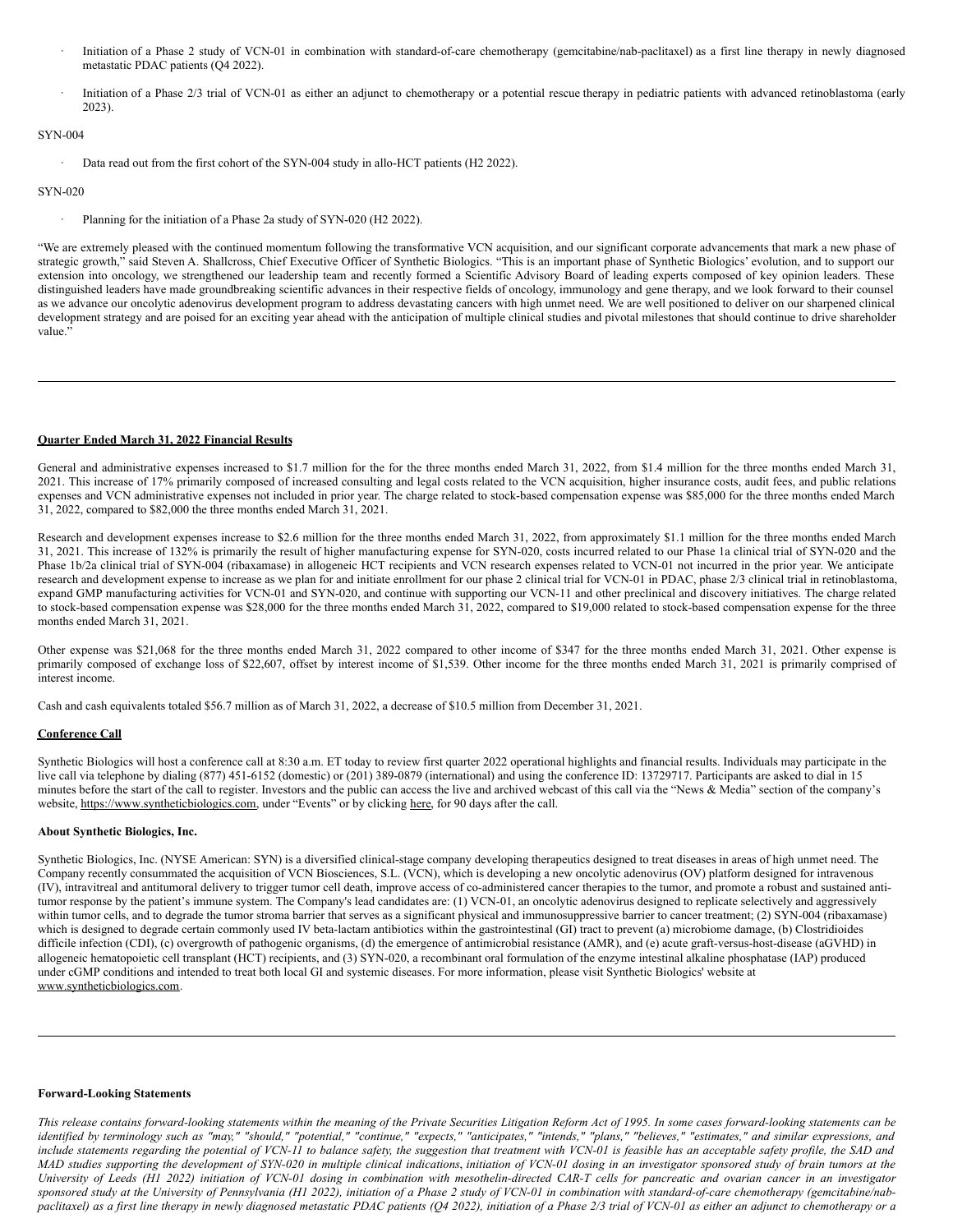- Initiation of a Phase 2 study of VCN-01 in combination with standard-of-care chemotherapy (gemcitabine/nab-paclitaxel) as a first line therapy in newly diagnosed metastatic PDAC patients (Q4 2022).
- Initiation of a Phase 2/3 trial of VCN-01 as either an adjunct to chemotherapy or a potential rescue therapy in pediatric patients with advanced retinoblastoma (early 2023).

SYN-004

- Data read out from the first cohort of the SYN-004 study in allo-HCT patients (H2 2022).

SYN-020

- Planning for the initiation of a Phase 2a study of SYN-020 (H2 2022).

"We are extremely pleased with the continued momentum following the transformative VCN acquisition, and our significant corporate advancements that mark a new phase of strategic growth," said Steven A. Shallcross, Chief Executive Officer of Synthetic Biologics. "This is an important phase of Synthetic Biologics' evolution, and to support our extension into oncology, we strengthened our leadership team and recently formed a Scientific Advisory Board of leading experts composed of key opinion leaders. These distinguished leaders have made groundbreaking scientific advances in their respective fields of oncology, immunology and gene therapy, and we look forward to their counsel as we advance our oncolytic adenovirus development program to address devastating cancers with high unmet need. We are well positioned to deliver on our sharpened clinical development strategy and are poised for an exciting year ahead with the anticipation of multiple clinical studies and pivotal milestones that should continue to drive shareholder value."

**Quarter Ended March 31, 2022 Financial Results**

General and administrative expenses increased to $1.7 million for the for the three months ended March 31, 2022, from $1.4 million for the three months ended March 31, 2021. This increase of 17% primarily composed of increased consulting and legal costs related to the VCN acquisition, higher insurance costs, audit fees, and public relations expenses and VCN administrative expenses not included in prior year. The charge related to stock-based compensation expense was $85,000 for the three months ended March 31, 2022, compared to $82,000 the three months ended March 31, 2021.

Research and development expenses increase to $2.6 million for the three months ended March 31, 2022, from approximately $1.1 million for the three months ended March 31, 2021. This increase of 132% is primarily the result of higher manufacturing expense for SYN-020, costs incurred related to our Phase 1a clinical trial of SYN-020 and the Phase 1b/2a clinical trial of SYN-004 (ribaxamase) in allogeneic HCT recipients and VCN research expenses related to VCN-01 not incurred in the prior year. We anticipate research and development expense to increase as we plan for and initiate enrollment for our phase 2 clinical trial for VCN-01 in PDAC, phase 2/3 clinical trial in retinoblastoma, expand GMP manufacturing activities for VCN-01 and SYN-020, and continue with supporting our VCN-11 and other preclinical and discovery initiatives. The charge related to stock-based compensation expense was $28,000 for the three months ended March 31, 2022, compared to $19,000 related to stock-based compensation expense for the three months ended March 31, 2021.

Other expense was $21,068 for the three months ended March 31, 2022 compared to other income of $347 for the three months ended March 31, 2021. Other expense is primarily composed of exchange loss of $22,607, offset by interest income of $1,539. Other income for the three months ended March 31, 2021 is primarily comprised of interest income.

Cash and cash equivalents totaled $56.7 million as of March 31, 2022, a decrease of $10.5 million from December 31, 2021.

**Conference Call**

Synthetic Biologics will host a conference call at 8:30 a.m. ET today to review first quarter 2022 operational highlights and financial results. Individuals may participate in the live call via telephone by dialing (877) 451-6152 (domestic) or (201) 389-0879 (international) and using the conference ID: 13729717. Participants are asked to dial in 15 minutes before the start of the call to register. Investors and the public can access the live and archived webcast of this call via the "News & Media" section of the company's website, https://www.syntheticbiologics.com, under "Events" or by clicking here, for 90 days after the call.

**About Synthetic Biologics, Inc.**

Synthetic Biologics, Inc. (NYSE American: SYN) is a diversified clinical-stage company developing therapeutics designed to treat diseases in areas of high unmet need. The Company recently consummated the acquisition of VCN Biosciences, S.L. (VCN), which is developing a new oncolytic adenovirus (OV) platform designed for intravenous (IV), intravitreal and antitumoral delivery to trigger tumor cell death, improve access of co-administered cancer therapies to the tumor, and promote a robust and sustained anti-tumor response by the patient's immune system. The Company's lead candidates are: (1) VCN-01, an oncolytic adenovirus designed to replicate selectively and aggressively within tumor cells, and to degrade the tumor stroma barrier that serves as a significant physical and immunosuppressive barrier to cancer treatment; (2) SYN-004 (ribaxamase) which is designed to degrade certain commonly used IV beta-lactam antibiotics within the gastrointestinal (GI) tract to prevent (a) microbiome damage, (b) Clostridioides difficile infection (CDI), (c) overgrowth of pathogenic organisms, (d) the emergence of antimicrobial resistance (AMR), and (e) acute graft-versus-host-disease (aGVHD) in allogeneic hematopoietic cell transplant (HCT) recipients, and (3) SYN-020, a recombinant oral formulation of the enzyme intestinal alkaline phosphatase (IAP) produced under cGMP conditions and intended to treat both local GI and systemic diseases. For more information, please visit Synthetic Biologics' website at www.syntheticbiologics.com.

**Forward-Looking Statements**

*This release contains forward-looking statements within the meaning of the Private Securities Litigation Reform Act of 1995. In some cases forward-looking statements can be identified by terminology such as "may," "should," "potential," "continue," "expects," "anticipates," "intends," "plans," "believes," "estimates," and similar expressions, and include statements regarding the potential of VCN-11 to balance safety, the suggestion that treatment with VCN-01 is feasible has an acceptable safety profile, the SAD and MAD studies supporting the development of SYN-020 in multiple clinical indications, initiation of VCN-01 dosing in an investigator sponsored study of brain tumors at the University of Leeds (H1 2022) initiation of VCN-01 dosing in combination with mesothelin-directed CAR-T cells for pancreatic and ovarian cancer in an investigator sponsored study at the University of Pennsylvania (H1 2022), initiation of a Phase 2 study of VCN-01 in combination with standard-of-care chemotherapy (gemcitabine/nab-paclitaxel) as a first line therapy in newly diagnosed metastatic PDAC patients (Q4 2022), initiation of a Phase 2/3 trial of VCN-01 as either an adjunct to chemotherapy or a*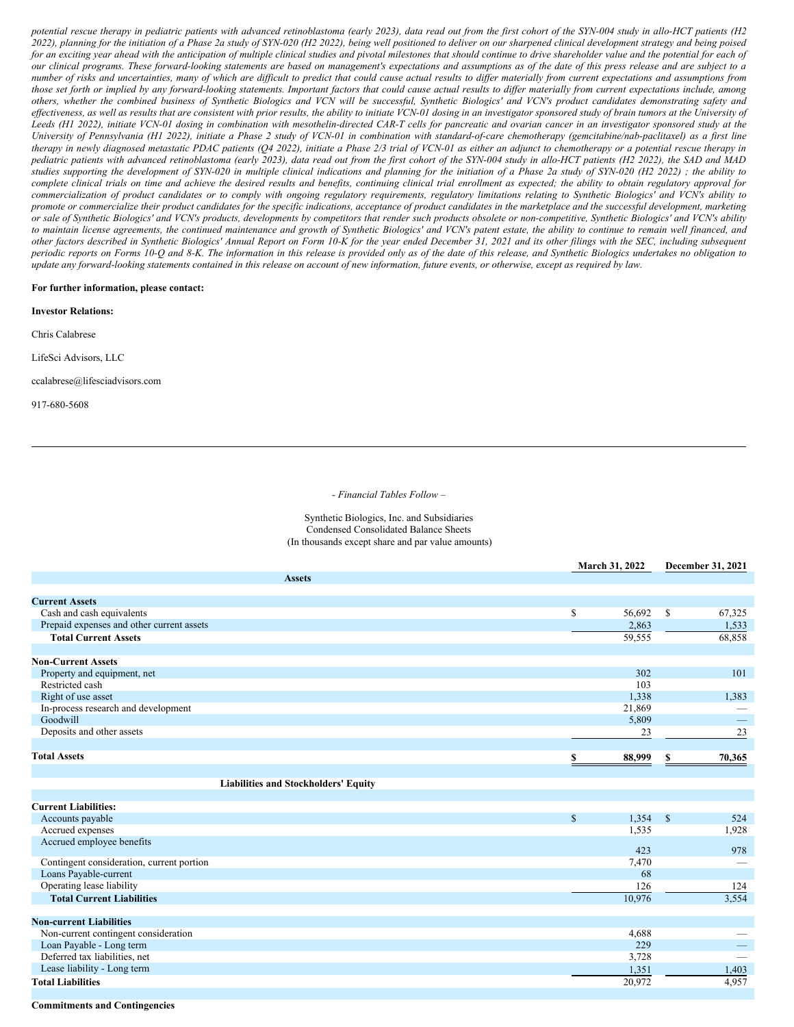*potential rescue therapy in pediatric patients with advanced retinoblastoma (early 2023), data read out from the first cohort of the SYN-004 study in allo-HCT patients (H2 2022), planning for the initiation of a Phase 2a study of SYN-020 (H2 2022), being well positioned to deliver on our sharpened clinical development strategy and being poised for an exciting year ahead with the anticipation of multiple clinical studies and pivotal milestones that should continue to drive shareholder value and the potential for each of our clinical programs. These forward-looking statements are based on management's expectations and assumptions as of the date of this press release and are subject to a number of risks and uncertainties, many of which are difficult to predict that could cause actual results to differ materially from current expectations and assumptions from those set forth or implied by any forward-looking statements. Important factors that could cause actual results to differ materially from current expectations include, among others, whether the combined business of Synthetic Biologics and VCN will be successful, Synthetic Biologics' and VCN's product candidates demonstrating safety and effectiveness, as well as results that are consistent with prior results, the ability to initiate VCN-01 dosing in an investigator sponsored study of brain tumors at the University of Leeds (H1 2022), initiate VCN-01 dosing in combination with mesothelin-directed CAR-T cells for pancreatic and ovarian cancer in an investigator sponsored study at the University of Pennsylvania (H1 2022), initiate a Phase 2 study of VCN-01 in combination with standard-of-care chemotherapy (gemcitabine/nab-paclitaxel) as a first line therapy in newly diagnosed metastatic PDAC patients (Q4 2022), initiate a Phase 2/3 trial of VCN-01 as either an adjunct to chemotherapy or a potential rescue therapy in pediatric patients with advanced retinoblastoma (early 2023), data read out from the first cohort of the SYN-004 study in allo-HCT patients (H2 2022), the SAD and MAD studies supporting the development of SYN-020 in multiple clinical indications and planning for the initiation of a Phase 2a study of SYN-020 (H2 2022) ; the ability to complete clinical trials on time and achieve the desired results and benefits, continuing clinical trial enrollment as expected; the ability to obtain regulatory approval for commercialization of product candidates or to comply with ongoing regulatory requirements, regulatory limitations relating to Synthetic Biologics' and VCN's ability to promote or commercialize their product candidates for the specific indications, acceptance of product candidates in the marketplace and the successful development, marketing or sale of Synthetic Biologics' and VCN's products, developments by competitors that render such products obsolete or non-competitive, Synthetic Biologics' and VCN's ability to maintain license agreements, the continued maintenance and growth of Synthetic Biologics' and VCN's patent estate, the ability to continue to remain well financed, and other factors described in Synthetic Biologics' Annual Report on Form 10-K for the year ended December 31, 2021 and its other filings with the SEC, including subsequent periodic reports on Forms 10-Q and 8-K. The information in this release is provided only as of the date of this release, and Synthetic Biologics undertakes no obligation to update any forward-looking statements contained in this release on account of new information, future events, or otherwise, except as required by law.*

**For further information, please contact:**

**Investor Relations:**

Chris Calabrese

LifeSci Advisors, LLC

ccalabrese@lifesciadvisors.com

917-680-5608

*- Financial Tables Follow –*

Synthetic Biologics, Inc. and Subsidiaries
Condensed Consolidated Balance Sheets
(In thousands except share and par value amounts)

| | March 31, 2022 | December 31, 2021 |
|---|---|---|
| **Assets** | | |
| **Current Assets** | | |
| Cash and cash equivalents | $ 56,692 | $ 67,325 |
| Prepaid expenses and other current assets | 2,863 | 1,533 |
| **Total Current Assets** | 59,555 | 68,858 |
| **Non-Current Assets** | | |
| Property and equipment, net | 302 | 101 |
| Restricted cash | 103 | |
| Right of use asset | 1,338 | 1,383 |
| In-process research and development | 21,869 | — |
| Goodwill | 5,809 | — |
| Deposits and other assets | 23 | 23 |
| **Total Assets** | **$ 88,999** | **$ 70,365** |
| **Liabilities and Stockholders' Equity** | | |
| **Current Liabilities:** | | |
| Accounts payable | $ 1,354 | $ 524 |
| Accrued expenses | 1,535 | 1,928 |
| Accrued employee benefits | 423 | 978 |
| Contingent consideration, current portion | 7,470 | — |
| Loans Payable-current | 68 | |
| Operating lease liability | 126 | 124 |
| **Total Current Liabilities** | 10,976 | 3,554 |
| **Non-current Liabilities** | | |
| Non-current contingent consideration | 4,688 | — |
| Loan Payable - Long term | 229 | — |
| Deferred tax liabilities, net | 3,728 | — |
| Lease liability - Long term | 1,351 | 1,403 |
| **Total Liabilities** | 20,972 | 4,957 |
| **Commitments and Contingencies** | | |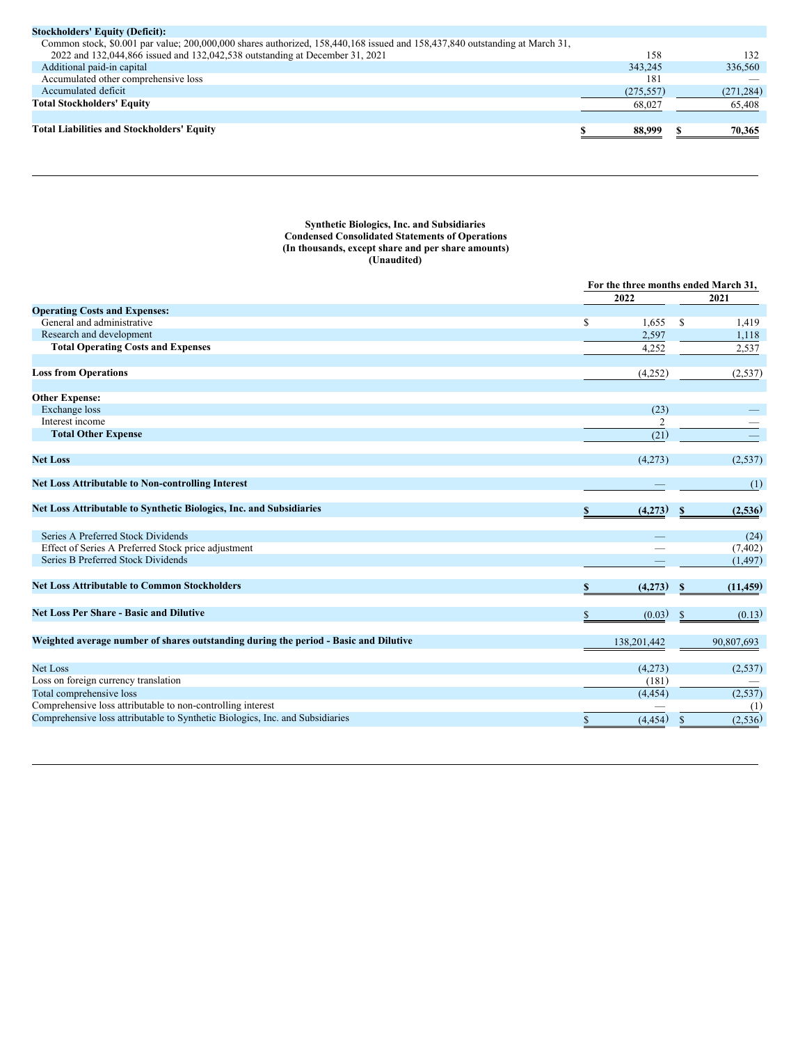| | | |
|---|---|---|
| **Stockholders' Equity (Deficit):** | | |
| Common stock, $0.001 par value; 200,000,000 shares authorized, 158,440,168 issued and 158,437,840 outstanding at March 31, 2022 and 132,044,866 issued and 132,042,538 outstanding at December 31, 2021 | 158 | 132 |
| Additional paid-in capital | 343,245 | 336,560 |
| Accumulated other comprehensive loss | 181 | — |
| Accumulated deficit | (275,557) | (271,284) |
| **Total Stockholders' Equity** | 68,027 | 65,408 |
| **Total Liabilities and Stockholders' Equity** | **$ 88,999** | **$ 70,365** |

**Synthetic Biologics, Inc. and Subsidiaries**
**Condensed Consolidated Statements of Operations**
**(In thousands, except share and per share amounts)**
**(Unaudited)**

| | For the three months ended March 31, | |
|---|---|---|
| | 2022 | 2021 |
| **Operating Costs and Expenses:** | | |
| General and administrative | $ 1,655 | $ 1,419 |
| Research and development | 2,597 | 1,118 |
| **Total Operating Costs and Expenses** | 4,252 | 2,537 |
| **Loss from Operations** | (4,252) | (2,537) |
| **Other Expense:** | | |
| Exchange loss | (23) | — |
| Interest income | 2 | — |
| **Total Other Expense** | (21) | — |
| **Net Loss** | (4,273) | (2,537) |
| **Net Loss Attributable to Non-controlling Interest** | — | (1) |
| **Net Loss Attributable to Synthetic Biologics, Inc. and Subsidiaries** | **$ (4,273)** | **$ (2,536)** |
| Series A Preferred Stock Dividends | — | (24) |
| Effect of Series A Preferred Stock price adjustment | — | (7,402) |
| Series B Preferred Stock Dividends | — | (1,497) |
| **Net Loss Attributable to Common Stockholders** | **$ (4,273)** | **$ (11,459)** |
| **Net Loss Per Share - Basic and Dilutive** | $ (0.03) | $ (0.13) |
| **Weighted average number of shares outstanding during the period - Basic and Dilutive** | 138,201,442 | 90,807,693 |
| Net Loss | (4,273) | (2,537) |
| Loss on foreign currency translation | (181) | — |
| Total comprehensive loss | (4,454) | (2,537) |
| Comprehensive loss attributable to non-controlling interest | — | (1) |
| Comprehensive loss attributable to Synthetic Biologics, Inc. and Subsidiaries | $ (4,454) | $ (2,536) |